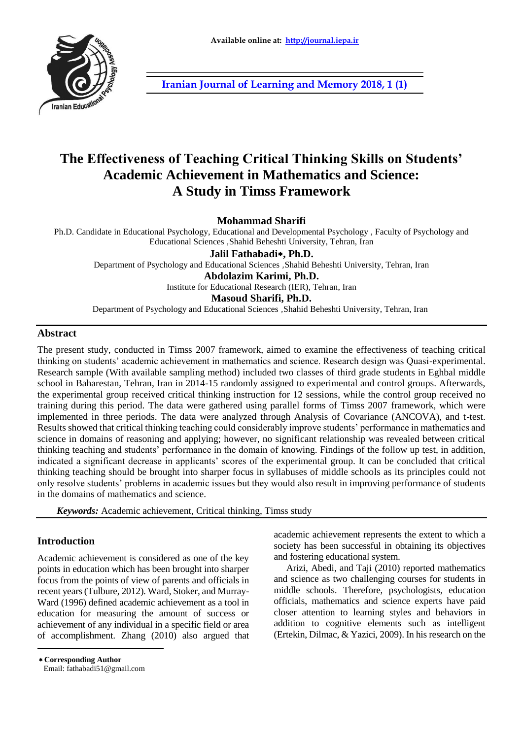Available online at: http://journal.iepa.ir

Iranian Journal of Learning and Memory 2018, 1 (1)

# The Effectiveness of Teaching Critical Thinking Skills on Students' Academic Achievement in Mathematics and Science: A Study in Timss Framework

**Mohammad Sharifi**

Ph.D. Candidate in Educational Psychology, Educational and Developmental Psychology , Faculty of Psychology and Educational Sciences ,Shahid Beheshti University, Tehran, Iran

**Jalil Fathabadi*, Ph.D.**

Department of Psychology and Educational Sciences ,Shahid Beheshti University, Tehran, Iran

**Abdolazim Karimi, Ph.D.**

Institute for Educational Research (IER), Tehran, Iran

**Masoud Sharifi, Ph.D.**

Department of Psychology and Educational Sciences ,Shahid Beheshti University, Tehran, Iran

## Abstract

The present study, conducted in Timss 2007 framework, aimed to examine the effectiveness of teaching critical thinking on students' academic achievement in mathematics and science. Research design was Quasi-experimental. Research sample (With available sampling method) included two classes of third grade students in Eghbal middle school in Baharestan, Tehran, Iran in 2014-15 randomly assigned to experimental and control groups. Afterwards, the experimental group received critical thinking instruction for 12 sessions, while the control group received no training during this period. The data were gathered using parallel forms of Timss 2007 framework, which were implemented in three periods. The data were analyzed through Analysis of Covariance (ANCOVA), and t-test. Results showed that critical thinking teaching could considerably improve students' performance in mathematics and science in domains of reasoning and applying; however, no significant relationship was revealed between critical thinking teaching and students' performance in the domain of knowing. Findings of the follow up test, in addition, indicated a significant decrease in applicants' scores of the experimental group. It can be concluded that critical thinking teaching should be brought into sharper focus in syllabuses of middle schools as its principles could not only resolve students' problems in academic issues but they would also result in improving performance of students in the domains of mathematics and science.

*Keywords:* Academic achievement, Critical thinking, Timss study

## Introduction

Academic achievement is considered as one of the key points in education which has been brought into sharper focus from the points of view of parents and officials in recent years (Tulbure, 2012). Ward, Stoker, and Murray-Ward (1996) defined academic achievement as a tool in education for measuring the amount of success or achievement of any individual in a specific field or area of accomplishment. Zhang (2010) also argued that academic achievement represents the extent to which a society has been successful in obtaining its objectives and fostering educational system.

Arizi, Abedi, and Taji (2010) reported mathematics and science as two challenging courses for students in middle schools. Therefore, psychologists, education officials, mathematics and science experts have paid closer attention to learning styles and behaviors in addition to cognitive elements such as intelligent (Ertekin, Dilmac, & Yazici, 2009). In his research on the

* **Corresponding Author**
Email: fathabadi51@gmail.com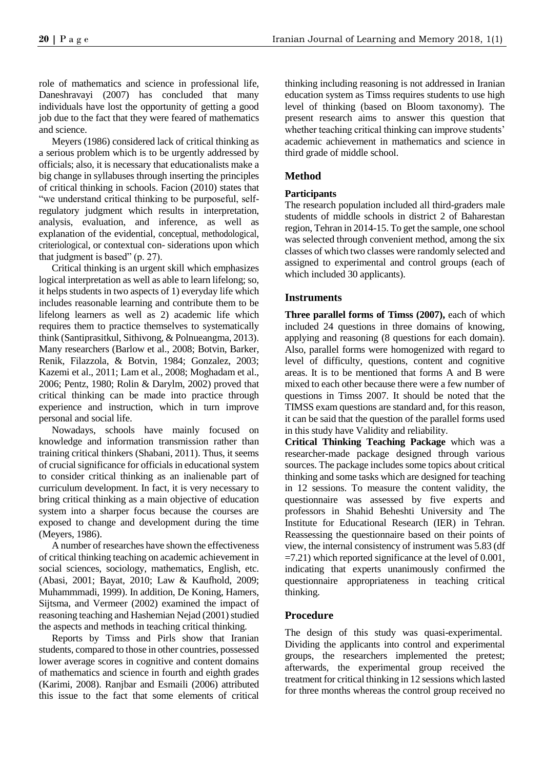role of mathematics and science in professional life, Daneshravayi (2007) has concluded that many individuals have lost the opportunity of getting a good job due to the fact that they were feared of mathematics and science.

Meyers (1986) considered lack of critical thinking as a serious problem which is to be urgently addressed by officials; also, it is necessary that educationalists make a big change in syllabuses through inserting the principles of critical thinking in schools. Facion (2010) states that "we understand critical thinking to be purposeful, self-regulatory judgment which results in interpretation, analysis, evaluation, and inference, as well as explanation of the evidential, conceptual, methodological, criteriological, or contextual con- siderations upon which that judgment is based" (p. 27).

Critical thinking is an urgent skill which emphasizes logical interpretation as well as able to learn lifelong; so, it helps students in two aspects of 1) everyday life which includes reasonable learning and contribute them to be lifelong learners as well as 2) academic life which requires them to practice themselves to systematically think (Santiprasitkul, Sithivong, & Polnueangma, 2013). Many researchers (Barlow et al., 2008; Botvin, Barker, Renik, Filazzola, & Botvin, 1984; Gonzalez, 2003; Kazemi et al., 2011; Lam et al., 2008; Moghadam et al., 2006; Pentz, 1980; Rolin & Darylm, 2002) proved that critical thinking can be made into practice through experience and instruction, which in turn improve personal and social life.

Nowadays, schools have mainly focused on knowledge and information transmission rather than training critical thinkers (Shabani, 2011). Thus, it seems of crucial significance for officials in educational system to consider critical thinking as an inalienable part of curriculum development. In fact, it is very necessary to bring critical thinking as a main objective of education system into a sharper focus because the courses are exposed to change and development during the time (Meyers, 1986).

A number of researches have shown the effectiveness of critical thinking teaching on academic achievement in social sciences, sociology, mathematics, English, etc. (Abasi, 2001; Bayat, 2010; Law & Kaufhold, 2009; Muhammmadi, 1999). In addition, De Koning, Hamers, Sijtsma, and Vermeer (2002) examined the impact of reasoning teaching and Hashemian Nejad (2001) studied the aspects and methods in teaching critical thinking.

Reports by Timss and Pirls show that Iranian students, compared to those in other countries, possessed lower average scores in cognitive and content domains of mathematics and science in fourth and eighth grades (Karimi, 2008). Ranjbar and Esmaili (2006) attributed this issue to the fact that some elements of critical thinking including reasoning is not addressed in Iranian education system as Timss requires students to use high level of thinking (based on Bloom taxonomy). The present research aims to answer this question that whether teaching critical thinking can improve students' academic achievement in mathematics and science in third grade of middle school.

## Method

### Participants

The research population included all third-graders male students of middle schools in district 2 of Baharestan region, Tehran in 2014-15. To get the sample, one school was selected through convenient method, among the six classes of which two classes were randomly selected and assigned to experimental and control groups (each of which included 30 applicants).

### Instruments

**Three parallel forms of Timss (2007),** each of which included 24 questions in three domains of knowing, applying and reasoning (8 questions for each domain). Also, parallel forms were homogenized with regard to level of difficulty, questions, content and cognitive areas. It is to be mentioned that forms A and B were mixed to each other because there were a few number of questions in Timss 2007. It should be noted that the TIMSS exam questions are standard and, for this reason, it can be said that the question of the parallel forms used in this study have Validity and reliability.

**Critical Thinking Teaching Package** which was a researcher-made package designed through various sources. The package includes some topics about critical thinking and some tasks which are designed for teaching in 12 sessions. To measure the content validity, the questionnaire was assessed by five experts and professors in Shahid Beheshti University and The Institute for Educational Research (IER) in Tehran. Reassessing the questionnaire based on their points of view, the internal consistency of instrument was 5.83 (df =7.21) which reported significance at the level of 0.001, indicating that experts unanimously confirmed the questionnaire appropriateness in teaching critical thinking.

### Procedure

The design of this study was quasi-experimental. Dividing the applicants into control and experimental groups, the researchers implemented the pretest; afterwards, the experimental group received the treatment for critical thinking in 12 sessions which lasted for three months whereas the control group received no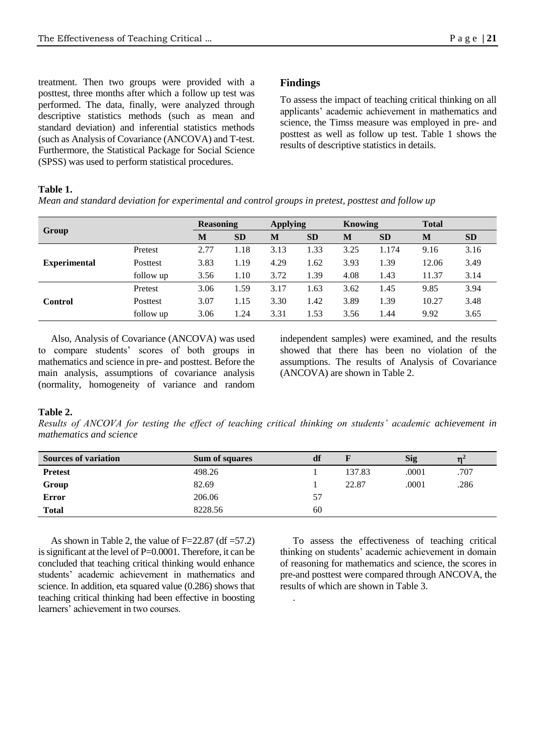treatment. Then two groups were provided with a posttest, three months after which a follow up test was performed. The data, finally, were analyzed through descriptive statistics methods (such as mean and standard deviation) and inferential statistics methods (such as Analysis of Covariance (ANCOVA) and T-test. Furthermore, the Statistical Package for Social Science (SPSS) was used to perform statistical procedures.

## Findings

To assess the impact of teaching critical thinking on all applicants' academic achievement in mathematics and science, the Timss measure was employed in pre- and posttest as well as follow up test. Table 1 shows the results of descriptive statistics in details.

**Table 1.**

*Mean and standard deviation for experimental and control groups in pretest, posttest and follow up*

| Group | | Reasoning | | Applying | | Knowing | | Total | |
|---|---|---|---|---|---|---|---|---|---|
| | | M | SD | M | SD | M | SD | M | SD |
| **Experimental** | Pretest | 2.77 | 1.18 | 3.13 | 1.33 | 3.25 | 1.174 | 9.16 | 3.16 |
| | Posttest | 3.83 | 1.19 | 4.29 | 1.62 | 3.93 | 1.39 | 12.06 | 3.49 |
| | follow up | 3.56 | 1.10 | 3.72 | 1.39 | 4.08 | 1.43 | 11.37 | 3.14 |
| **Control** | Pretest | 3.06 | 1.59 | 3.17 | 1.63 | 3.62 | 1.45 | 9.85 | 3.94 |
| | Posttest | 3.07 | 1.15 | 3.30 | 1.42 | 3.89 | 1.39 | 10.27 | 3.48 |
| | follow up | 3.06 | 1.24 | 3.31 | 1.53 | 3.56 | 1.44 | 9.92 | 3.65 |

Also, Analysis of Covariance (ANCOVA) was used to compare students' scores of both groups in mathematics and science in pre- and posttest. Before the main analysis, assumptions of covariance analysis (normality, homogeneity of variance and random independent samples) were examined, and the results showed that there has been no violation of the assumptions. The results of Analysis of Covariance (ANCOVA) are shown in Table 2.

**Table 2.**

*Results of ANCOVA for testing the effect of teaching critical thinking on students' academic achievement in mathematics and science*

| Sources of variation | Sum of squares | df | F | Sig | $\eta^2$ |
|---|---|---|---|---|---|
| **Pretest** | 498.26 | 1 | 137.83 | .0001 | .707 |
| **Group** | 82.69 | 1 | 22.87 | .0001 | .286 |
| **Error** | 206.06 | 57 | | | |
| **Total** | 8228.56 | 60 | | | |

As shown in Table 2, the value of F=22.87 (df =57.2) is significant at the level of P=0.0001. Therefore, it can be concluded that teaching critical thinking would enhance students' academic achievement in mathematics and science. In addition, eta squared value (0.286) shows that teaching critical thinking had been effective in boosting learners' achievement in two courses.

To assess the effectiveness of teaching critical thinking on students' academic achievement in domain of reasoning for mathematics and science, the scores in pre-and posttest were compared through ANCOVA, the results of which are shown in Table 3.

.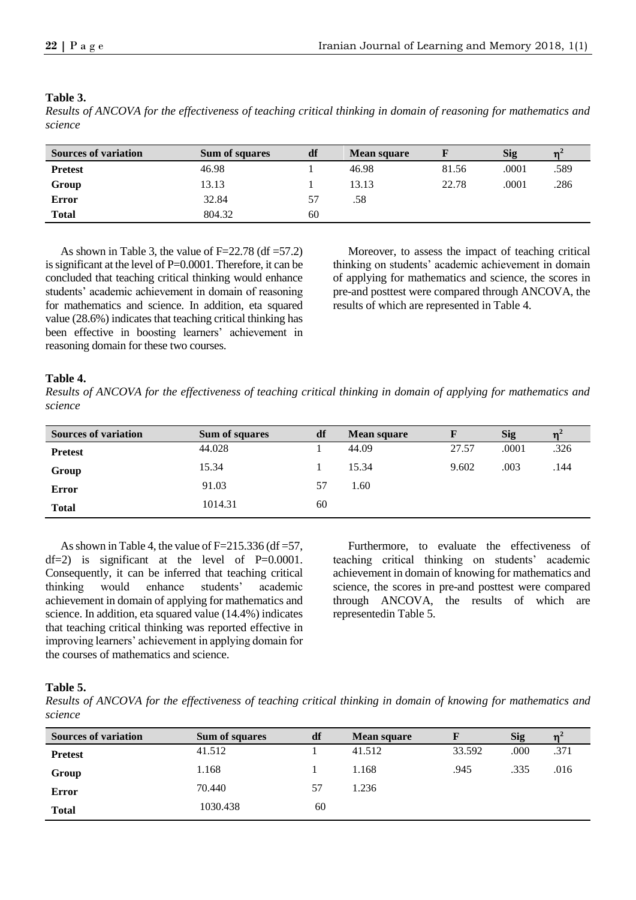**Table 3.**

*Results of ANCOVA for the effectiveness of teaching critical thinking in domain of reasoning for mathematics and science*

| Sources of variation | Sum of squares | df | Mean square | F | Sig | $\eta^2$ |
|---|---|---|---|---|---|---|
| **Pretest** | 46.98 | 1 | 46.98 | 81.56 | .0001 | .589 |
| **Group** | 13.13 | 1 | 13.13 | 22.78 | .0001 | .286 |
| **Error** | 32.84 | 57 | .58 | | | |
| **Total** | 804.32 | 60 | | | | |

As shown in Table 3, the value of F=22.78 (df =57.2) is significant at the level of P=0.0001. Therefore, it can be concluded that teaching critical thinking would enhance students' academic achievement in domain of reasoning for mathematics and science. In addition, eta squared value (28.6%) indicates that teaching critical thinking has been effective in boosting learners' achievement in reasoning domain for these two courses.

Moreover, to assess the impact of teaching critical thinking on students' academic achievement in domain of applying for mathematics and science, the scores in pre-and posttest were compared through ANCOVA, the results of which are represented in Table 4.

**Table 4.**

*Results of ANCOVA for the effectiveness of teaching critical thinking in domain of applying for mathematics and science*

| Sources of variation | Sum of squares | df | Mean square | F | Sig | $\eta^2$ |
|---|---|---|---|---|---|---|
| **Pretest** | 44.028 | 1 | 44.09 | 27.57 | .0001 | .326 |
| **Group** | 15.34 | 1 | 15.34 | 9.602 | .003 | .144 |
| **Error** | 91.03 | 57 | 1.60 | | | |
| **Total** | 1014.31 | 60 | | | | |

As shown in Table 4, the value of F=215.336 (df =57, df=2) is significant at the level of P=0.0001. Consequently, it can be inferred that teaching critical thinking would enhance students' academic achievement in domain of applying for mathematics and science. In addition, eta squared value (14.4%) indicates that teaching critical thinking was reported effective in improving learners' achievement in applying domain for the courses of mathematics and science.

Furthermore, to evaluate the effectiveness of teaching critical thinking on students' academic achievement in domain of knowing for mathematics and science, the scores in pre-and posttest were compared through ANCOVA, the results of which are representedin Table 5.

**Table 5.**

*Results of ANCOVA for the effectiveness of teaching critical thinking in domain of knowing for mathematics and science*

| Sources of variation | Sum of squares | df | Mean square | F | Sig | $\eta^2$ |
|---|---|---|---|---|---|---|
| **Pretest** | 41.512 | 1 | 41.512 | 33.592 | .000 | .371 |
| **Group** | 1.168 | 1 | 1.168 | .945 | .335 | .016 |
| **Error** | 70.440 | 57 | 1.236 | | | |
| **Total** | 1030.438 | 60 | | | | |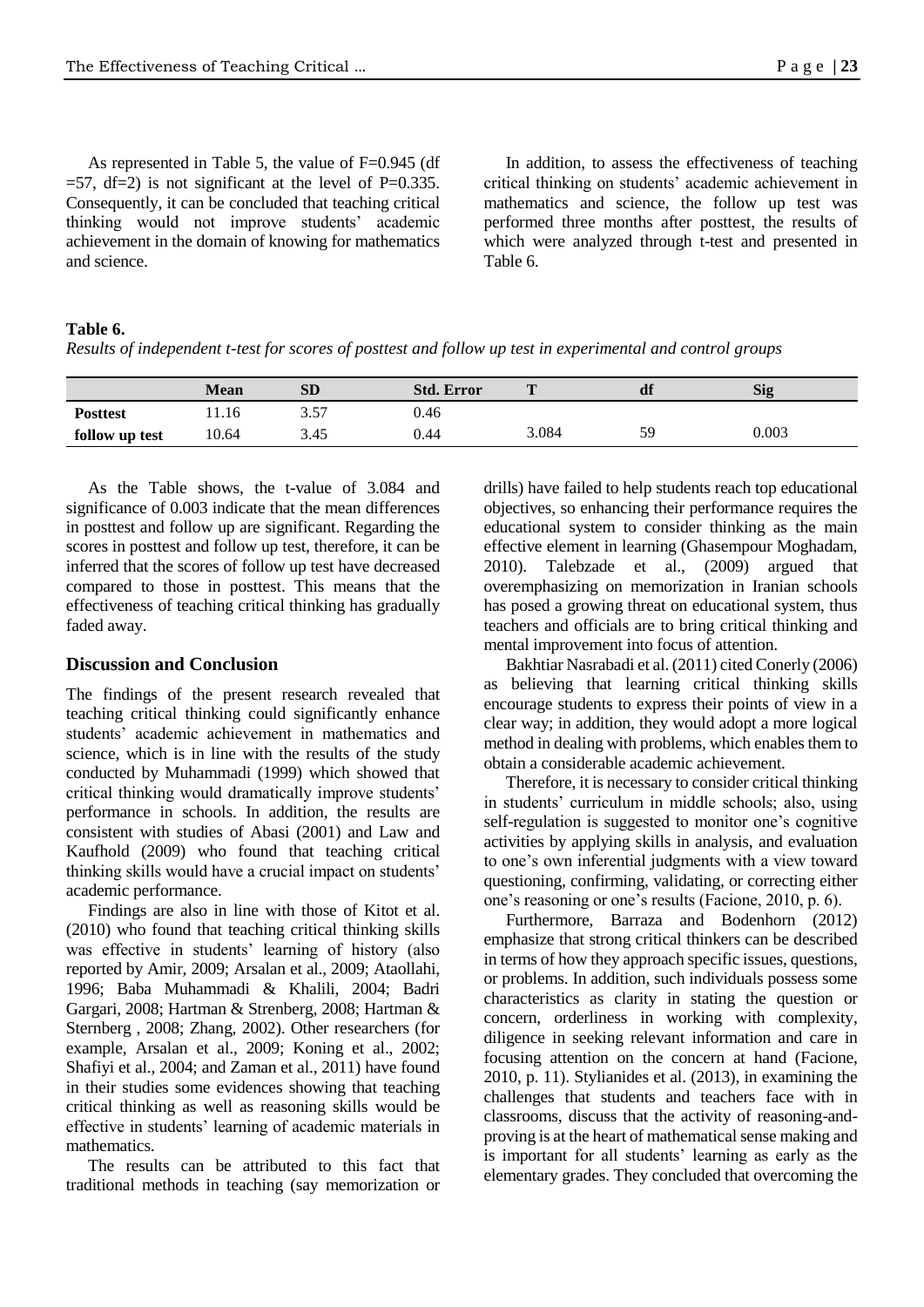As represented in Table 5, the value of $F=0.945$ ($df=57$, $df=2$) is not significant at the level of $P=0.335$. Consequently, it can be concluded that teaching critical thinking would not improve students' academic achievement in the domain of knowing for mathematics and science.

In addition, to assess the effectiveness of teaching critical thinking on students' academic achievement in mathematics and science, the follow up test was performed three months after posttest, the results of which were analyzed through t-test and presented in Table 6.

**Table 6.**

*Results of independent t-test for scores of posttest and follow up test in experimental and control groups*

| | Mean | SD | Std. Error | T | df | Sig |
|---|---|---|---|---|---|---|
| **Posttest** | 11.16 | 3.57 | 0.46 | | | |
| **follow up test** | 10.64 | 3.45 | 0.44 | 3.084 | 59 | 0.003 |

As the Table shows, the t-value of 3.084 and significance of 0.003 indicate that the mean differences in posttest and follow up are significant. Regarding the scores in posttest and follow up test, therefore, it can be inferred that the scores of follow up test have decreased compared to those in posttest. This means that the effectiveness of teaching critical thinking has gradually faded away.

## Discussion and Conclusion

The findings of the present research revealed that teaching critical thinking could significantly enhance students' academic achievement in mathematics and science, which is in line with the results of the study conducted by Muhammadi (1999) which showed that critical thinking would dramatically improve students' performance in schools. In addition, the results are consistent with studies of Abasi (2001) and Law and Kaufhold (2009) who found that teaching critical thinking skills would have a crucial impact on students' academic performance.

Findings are also in line with those of Kitot et al. (2010) who found that teaching critical thinking skills was effective in students' learning of history (also reported by Amir, 2009; Arsalan et al., 2009; Ataollahi, 1996; Baba Muhammadi & Khalili, 2004; Badri Gargari, 2008; Hartman & Strenberg, 2008; Hartman & Sternberg , 2008; Zhang, 2002). Other researchers (for example, Arsalan et al., 2009; Koning et al., 2002; Shafiyi et al., 2004; and Zaman et al., 2011) have found in their studies some evidences showing that teaching critical thinking as well as reasoning skills would be effective in students' learning of academic materials in mathematics.

The results can be attributed to this fact that traditional methods in teaching (say memorization or drills) have failed to help students reach top educational objectives, so enhancing their performance requires the educational system to consider thinking as the main effective element in learning (Ghasempour Moghadam, 2010). Talebzade et al., (2009) argued that overemphasizing on memorization in Iranian schools has posed a growing threat on educational system, thus teachers and officials are to bring critical thinking and mental improvement into focus of attention.

Bakhtiar Nasrabadi et al. (2011) cited Conerly (2006) as believing that learning critical thinking skills encourage students to express their points of view in a clear way; in addition, they would adopt a more logical method in dealing with problems, which enables them to obtain a considerable academic achievement.

Therefore, it is necessary to consider critical thinking in students' curriculum in middle schools; also, using self-regulation is suggested to monitor one's cognitive activities by applying skills in analysis, and evaluation to one's own inferential judgments with a view toward questioning, confirming, validating, or correcting either one's reasoning or one's results (Facione, 2010, p. 6).

Furthermore, Barraza and Bodenhorn (2012) emphasize that strong critical thinkers can be described in terms of how they approach specific issues, questions, or problems. In addition, such individuals possess some characteristics as clarity in stating the question or concern, orderliness in working with complexity, diligence in seeking relevant information and care in focusing attention on the concern at hand (Facione, 2010, p. 11). Stylianides et al. (2013), in examining the challenges that students and teachers face with in classrooms, discuss that the activity of reasoning-and-proving is at the heart of mathematical sense making and is important for all students' learning as early as the elementary grades. They concluded that overcoming the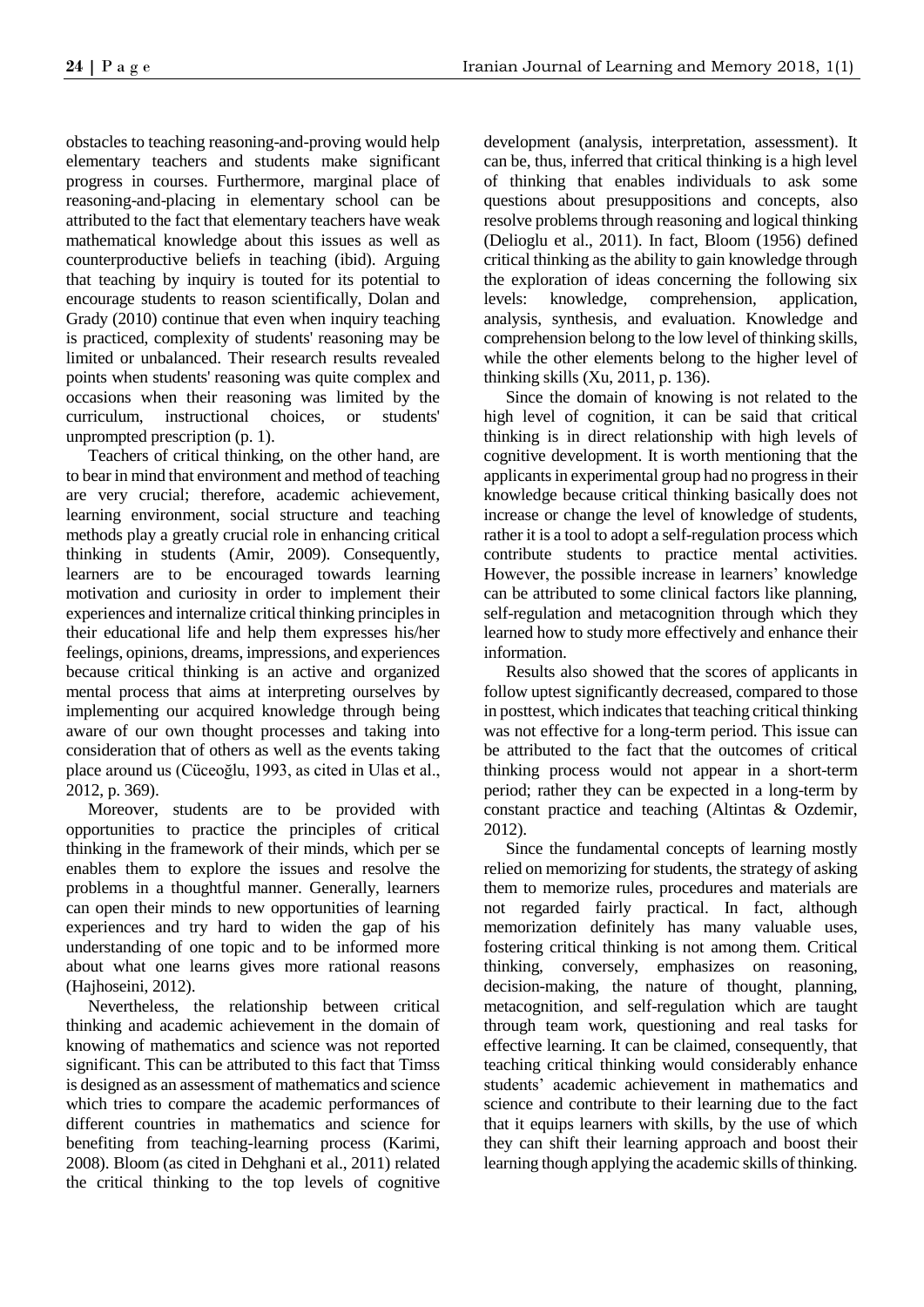obstacles to teaching reasoning-and-proving would help elementary teachers and students make significant progress in courses. Furthermore, marginal place of reasoning-and-placing in elementary school can be attributed to the fact that elementary teachers have weak mathematical knowledge about this issues as well as counterproductive beliefs in teaching (ibid). Arguing that teaching by inquiry is touted for its potential to encourage students to reason scientifically, Dolan and Grady (2010) continue that even when inquiry teaching is practiced, complexity of students' reasoning may be limited or unbalanced. Their research results revealed points when students' reasoning was quite complex and occasions when their reasoning was limited by the curriculum, instructional choices, or students' unprompted prescription (p. 1).

Teachers of critical thinking, on the other hand, are to bear in mind that environment and method of teaching are very crucial; therefore, academic achievement, learning environment, social structure and teaching methods play a greatly crucial role in enhancing critical thinking in students (Amir, 2009). Consequently, learners are to be encouraged towards learning motivation and curiosity in order to implement their experiences and internalize critical thinking principles in their educational life and help them expresses his/her feelings, opinions, dreams, impressions, and experiences because critical thinking is an active and organized mental process that aims at interpreting ourselves by implementing our acquired knowledge through being aware of our own thought processes and taking into consideration that of others as well as the events taking place around us (Cüceoğlu, 1993, as cited in Ulas et al., 2012, p. 369).

Moreover, students are to be provided with opportunities to practice the principles of critical thinking in the framework of their minds, which per se enables them to explore the issues and resolve the problems in a thoughtful manner. Generally, learners can open their minds to new opportunities of learning experiences and try hard to widen the gap of his understanding of one topic and to be informed more about what one learns gives more rational reasons (Hajhoseini, 2012).

Nevertheless, the relationship between critical thinking and academic achievement in the domain of knowing of mathematics and science was not reported significant. This can be attributed to this fact that Timss is designed as an assessment of mathematics and science which tries to compare the academic performances of different countries in mathematics and science for benefiting from teaching-learning process (Karimi, 2008). Bloom (as cited in Dehghani et al., 2011) related the critical thinking to the top levels of cognitive development (analysis, interpretation, assessment). It can be, thus, inferred that critical thinking is a high level of thinking that enables individuals to ask some questions about presuppositions and concepts, also resolve problems through reasoning and logical thinking (Delioglu et al., 2011). In fact, Bloom (1956) defined critical thinking as the ability to gain knowledge through the exploration of ideas concerning the following six levels: knowledge, comprehension, application, analysis, synthesis, and evaluation. Knowledge and comprehension belong to the low level of thinking skills, while the other elements belong to the higher level of thinking skills (Xu, 2011, p. 136).

Since the domain of knowing is not related to the high level of cognition, it can be said that critical thinking is in direct relationship with high levels of cognitive development. It is worth mentioning that the applicants in experimental group had no progress in their knowledge because critical thinking basically does not increase or change the level of knowledge of students, rather it is a tool to adopt a self-regulation process which contribute students to practice mental activities. However, the possible increase in learners' knowledge can be attributed to some clinical factors like planning, self-regulation and metacognition through which they learned how to study more effectively and enhance their information.

Results also showed that the scores of applicants in follow uptest significantly decreased, compared to those in posttest, which indicates that teaching critical thinking was not effective for a long-term period. This issue can be attributed to the fact that the outcomes of critical thinking process would not appear in a short-term period; rather they can be expected in a long-term by constant practice and teaching (Altintas & Ozdemir, 2012).

Since the fundamental concepts of learning mostly relied on memorizing for students, the strategy of asking them to memorize rules, procedures and materials are not regarded fairly practical. In fact, although memorization definitely has many valuable uses, fostering critical thinking is not among them. Critical thinking, conversely, emphasizes on reasoning, decision-making, the nature of thought, planning, metacognition, and self-regulation which are taught through team work, questioning and real tasks for effective learning. It can be claimed, consequently, that teaching critical thinking would considerably enhance students' academic achievement in mathematics and science and contribute to their learning due to the fact that it equips learners with skills, by the use of which they can shift their learning approach and boost their learning though applying the academic skills of thinking.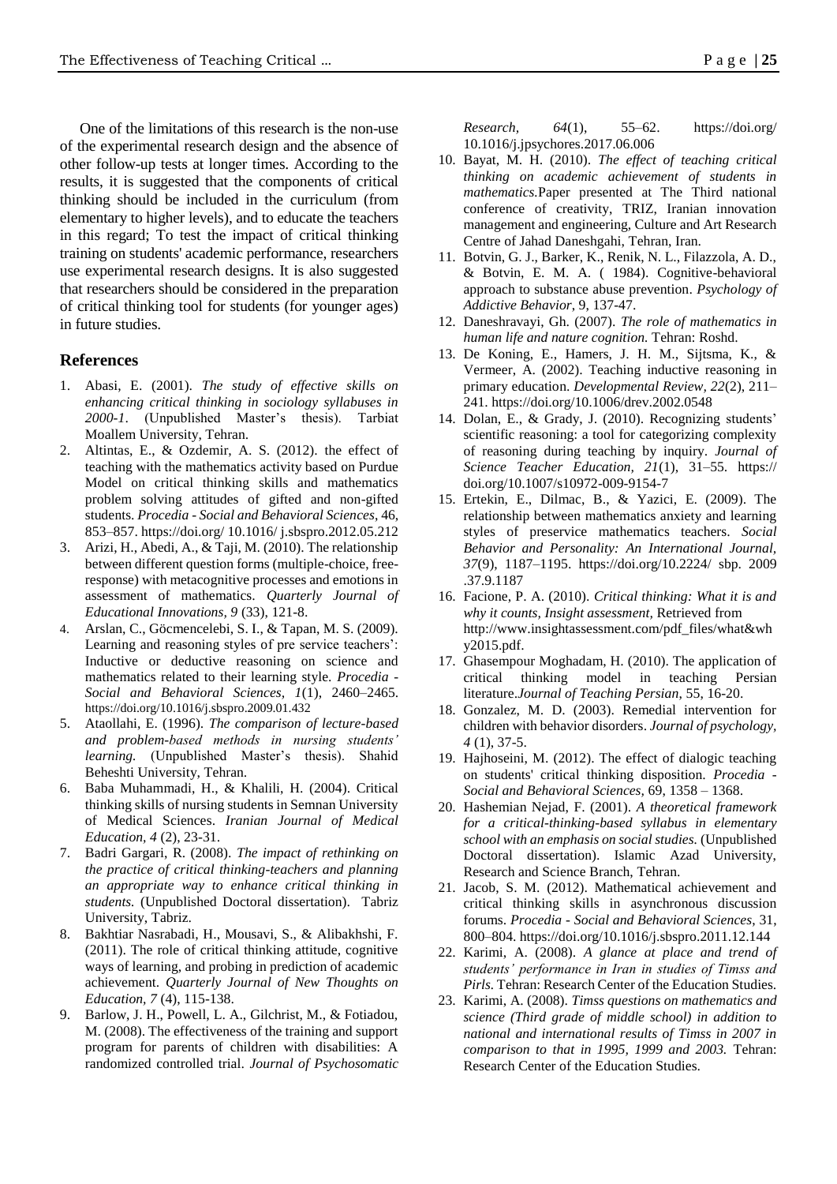One of the limitations of this research is the non-use of the experimental research design and the absence of other follow-up tests at longer times. According to the results, it is suggested that the components of critical thinking should be included in the curriculum (from elementary to higher levels), and to educate the teachers in this regard; To test the impact of critical thinking training on students' academic performance, researchers use experimental research designs. It is also suggested that researchers should be considered in the preparation of critical thinking tool for students (for younger ages) in future studies.

## References

1. Abasi, E. (2001). *The study of effective skills on enhancing critical thinking in sociology syllabuses in 2000-1*. (Unpublished Master's thesis). Tarbiat Moallem University, Tehran.
2. Altintas, E., & Ozdemir, A. S. (2012). the effect of teaching with the mathematics activity based on Purdue Model on critical thinking skills and mathematics problem solving attitudes of gifted and non-gifted students. *Procedia - Social and Behavioral Sciences*, 46, 853–857. https://doi.org/ 10.1016/ j.sbspro.2012.05.212
3. Arizi, H., Abedi, A., & Taji, M. (2010). The relationship between different question forms (multiple-choice, free-response) with metacognitive processes and emotions in assessment of mathematics. *Quarterly Journal of Educational Innovations, 9* (33), 121-8.
4. Arslan, C., Göcmencelebi, S. I., & Tapan, M. S. (2009). Learning and reasoning styles of pre service teachers': Inductive or deductive reasoning on science and mathematics related to their learning style. *Procedia - Social and Behavioral Sciences, 1*(1), 2460–2465. https://doi.org/10.1016/j.sbspro.2009.01.432
5. Ataollahi, E. (1996). *The comparison of lecture-based and problem-based methods in nursing students' learning.* (Unpublished Master's thesis). Shahid Beheshti University, Tehran.
6. Baba Muhammadi, H., & Khalili, H. (2004). Critical thinking skills of nursing students in Semnan University of Medical Sciences. *Iranian Journal of Medical Education, 4* (2), 23-31.
7. Badri Gargari, R. (2008). *The impact of rethinking on the practice of critical thinking-teachers and planning an appropriate way to enhance critical thinking in students.* (Unpublished Doctoral dissertation). Tabriz University, Tabriz.
8. Bakhtiar Nasrabadi, H., Mousavi, S., & Alibakhshi, F. (2011). The role of critical thinking attitude, cognitive ways of learning, and probing in prediction of academic achievement. *Quarterly Journal of New Thoughts on Education, 7* (4), 115-138.
9. Barlow, J. H., Powell, L. A., Gilchrist, M., & Fotiadou, M. (2008). The effectiveness of the training and support program for parents of children with disabilities: A randomized controlled trial. *Journal of Psychosomatic Research, 64*(1), 55–62. https://doi.org/ 10.1016/j.jpsychores.2017.06.006
10. Bayat, M. H. (2010). *The effect of teaching critical thinking on academic achievement of students in mathematics.*Paper presented at The Third national conference of creativity, TRIZ, Iranian innovation management and engineering, Culture and Art Research Centre of Jahad Daneshgahi, Tehran, Iran.
11. Botvin, G. J., Barker, K., Renik, N. L., Filazzola, A. D., & Botvin, E. M. A. ( 1984). Cognitive-behavioral approach to substance abuse prevention. *Psychology of Addictive Behavior*, 9, 137-47.
12. Daneshravayi, Gh. (2007). *The role of mathematics in human life and nature cognition.* Tehran: Roshd.
13. De Koning, E., Hamers, J. H. M., Sijtsma, K., & Vermeer, A. (2002). Teaching inductive reasoning in primary education. *Developmental Review, 22*(2), 211–241. https://doi.org/10.1006/drev.2002.0548
14. Dolan, E., & Grady, J. (2010). Recognizing students' scientific reasoning: a tool for categorizing complexity of reasoning during teaching by inquiry. *Journal of Science Teacher Education, 21*(1), 31–55. https:// doi.org/10.1007/s10972-009-9154-7
15. Ertekin, E., Dilmac, B., & Yazici, E. (2009). The relationship between mathematics anxiety and learning styles of preservice mathematics teachers. *Social Behavior and Personality: An International Journal, 37*(9), 1187–1195. https://doi.org/10.2224/ sbp. 2009 .37.9.1187
16. Facione, P. A. (2010). *Critical thinking: What it is and why it counts, Insight assessment,* Retrieved from http://www.insightassessment.com/pdf_files/what&why2015.pdf.
17. Ghasempour Moghadam, H. (2010). The application of critical thinking model in teaching Persian literature.*Journal of Teaching Persian*, 55, 16-20.
18. Gonzalez, M. D. (2003). Remedial intervention for children with behavior disorders. *Journal of psychology, 4* (1), 37-5.
19. Hajhoseini, M. (2012). The effect of dialogic teaching on students' critical thinking disposition. *Procedia - Social and Behavioral Sciences,* 69, 1358 – 1368.
20. Hashemian Nejad, F. (2001). *A theoretical framework for a critical-thinking-based syllabus in elementary school with an emphasis on social studies.* (Unpublished Doctoral dissertation). Islamic Azad University, Research and Science Branch, Tehran.
21. Jacob, S. M. (2012). Mathematical achievement and critical thinking skills in asynchronous discussion forums. *Procedia - Social and Behavioral Sciences*, 31, 800–804. https://doi.org/10.1016/j.sbspro.2011.12.144
22. Karimi, A. (2008). *A glance at place and trend of students' performance in Iran in studies of Timss and Pirls.* Tehran: Research Center of the Education Studies.
23. Karimi, A. (2008). *Timss questions on mathematics and science (Third grade of middle school) in addition to national and international results of Timss in 2007 in comparison to that in 1995, 1999 and 2003.* Tehran: Research Center of the Education Studies.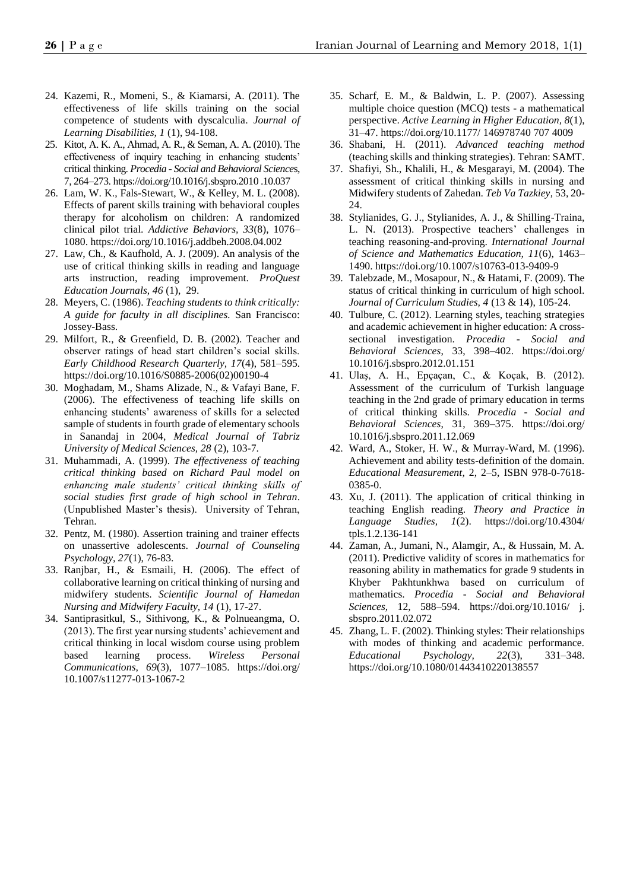24. Kazemi, R., Momeni, S., & Kiamarsi, A. (2011). The effectiveness of life skills training on the social competence of students with dyscalculia. *Journal of Learning Disabilities, 1* (1), 94-108.
25. Kitot, A. K. A., Ahmad, A. R., & Seman, A. A. (2010). The effectiveness of inquiry teaching in enhancing students' critical thinking. *Procedia - Social and Behavioral Science*s, 7, 264–273. https://doi.org/10.1016/j.sbspro.2010 .10.037
26. Lam, W. K., Fals-Stewart, W., & Kelley, M. L. (2008). Effects of parent skills training with behavioral couples therapy for alcoholism on children: A randomized clinical pilot trial. *Addictive Behaviors, 33*(8), 1076–1080. https://doi.org/10.1016/j.addbeh.2008.04.002
27. Law, Ch., & Kaufhold, A. J. (2009). An analysis of the use of critical thinking skills in reading and language arts instruction, reading improvement. *ProQuest Education Journals, 46* (1), 29.
28. Meyers, C. (1986). *Teaching students to think critically: A guide for faculty in all disciplines.* San Francisco: Jossey-Bass.
29. Milfort, R., & Greenfield, D. B. (2002). Teacher and observer ratings of head start children's social skills. *Early Childhood Research Quarterly, 17*(4), 581–595. https://doi.org/10.1016/S0885-2006(02)00190-4
30. Moghadam, M., Shams Alizade, N., & Vafayi Bane, F. (2006). The effectiveness of teaching life skills on enhancing students' awareness of skills for a selected sample of students in fourth grade of elementary schools in Sanandaj in 2004, *Medical Journal of Tabriz University of Medical Sciences, 28* (2), 103-7.
31. Muhammadi, A. (1999). *The effectiveness of teaching critical thinking based on Richard Paul model on enhancing male students' critical thinking skills of social studies first grade of high school in Tehran*. (Unpublished Master's thesis). University of Tehran, Tehran.
32. Pentz, M. (1980). Assertion training and trainer effects on unassertive adolescents. *Journal of Counseling Psychology, 27*(1), 76-83.
33. Ranjbar, H., & Esmaili, H. (2006). The effect of collaborative learning on critical thinking of nursing and midwifery students. *Scientific Journal of Hamedan Nursing and Midwifery Faculty, 14* (1), 17-27.
34. Santiprasitkul, S., Sithivong, K., & Polnueangma, O. (2013). The first year nursing students' achievement and critical thinking in local wisdom course using problem based learning process. *Wireless Personal Communications, 69*(3), 1077–1085. https://doi.org/ 10.1007/s11277-013-1067-2
35. Scharf, E. M., & Baldwin, L. P. (2007). Assessing multiple choice question (MCQ) tests - a mathematical perspective. *Active Learning in Higher Education, 8*(1), 31–47. https://doi.org/10.1177/ 146978740 707 4009
36. Shabani, H. (2011). *Advanced teaching method* (teaching skills and thinking strategies). Tehran: SAMT.
37. Shafiyi, Sh., Khalili, H., & Mesgarayi, M. (2004). The assessment of critical thinking skills in nursing and Midwifery students of Zahedan. *Teb Va Tazkiey*, 53, 20-24.
38. Stylianides, G. J., Stylianides, A. J., & Shilling-Traina, L. N. (2013). Prospective teachers' challenges in teaching reasoning-and-proving. *International Journal of Science and Mathematics Education, 11*(6), 1463–1490. https://doi.org/10.1007/s10763-013-9409-9
39. Talebzade, M., Mosapour, N., & Hatami, F. (2009). The status of critical thinking in curriculum of high school. *Journal of Curriculum Studies, 4* (13 & 14), 105-24.
40. Tulbure, C. (2012). Learning styles, teaching strategies and academic achievement in higher education: A cross-sectional investigation. *Procedia - Social and Behavioral Sciences*, 33, 398–402. https://doi.org/ 10.1016/j.sbspro.2012.01.151
41. Ulaş, A. H., Epçaçan, C., & Koçak, B. (2012). Assessment of the curriculum of Turkish language teaching in the 2nd grade of primary education in terms of critical thinking skills. *Procedia - Social and Behavioral Sciences,* 31, 369–375. https://doi.org/ 10.1016/j.sbspro.2011.12.069
42. Ward, A., Stoker, H. W., & Murray-Ward, M. (1996). Achievement and ability tests-definition of the domain. *Educational Measurement*, 2, 2–5, ISBN 978-0-7618-0385-0.
43. Xu, J. (2011). The application of critical thinking in teaching English reading. *Theory and Practice in Language Studies, 1*(2). https://doi.org/10.4304/ tpls.1.2.136-141
44. Zaman, A., Jumani, N., Alamgir, A., & Hussain, M. A. (2011). Predictive validity of scores in mathematics for reasoning ability in mathematics for grade 9 students in Khyber Pakhtunkhwa based on curriculum of mathematics. *Procedia - Social and Behavioral Sciences,* 12, 588–594. https://doi.org/10.1016/ j. sbspro.2011.02.072
45. Zhang, L. F. (2002). Thinking styles: Their relationships with modes of thinking and academic performance. *Educational Psychology, 22*(3), 331–348. https://doi.org/10.1080/01443410220138557